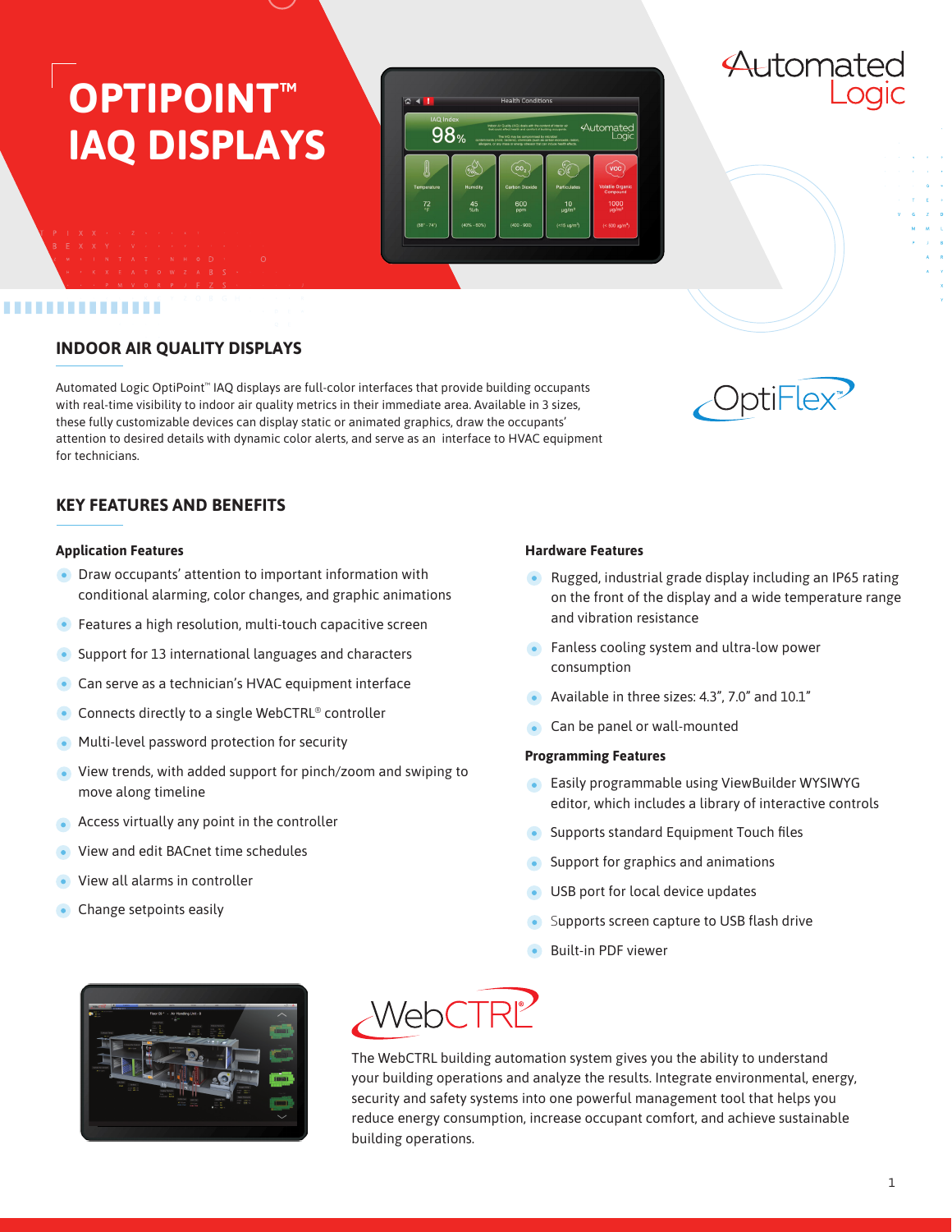# OPTIPOINT™ IAQ DISPLAYS

Automated Logic

## INDOOR AIR QUALITY DISPLAYS

Automated Logic OptiPoint™ IAQ displays are full-color interfaces that provide building occupants with real-time visibility to indoor air quality metrics in their immediate area. Available in 3 sizes, these fully customizable devices can display static or animated graphics, draw the occupants' attention to desired details with dynamic color alerts, and serve as an interface to HVAC equipment for technicians.

OptiFlex™

## KEY FEATURES AND BENEFITS

### Application Features

- Draw occupants' attention to important information with conditional alarming, color changes, and graphic animations
- Features a high resolution, multi-touch capacitive screen
- Support for 13 international languages and characters
- Can serve as a technician's HVAC equipment interface
- Connects directly to a single WebCTRL® controller
- Multi-level password protection for security
- View trends, with added support for pinch/zoom and swiping to move along timeline
- Access virtually any point in the controller
- View and edit BACnet time schedules
- View all alarms in controller
- Change setpoints easily

### Hardware Features

- Rugged, industrial grade display including an IP65 rating on the front of the display and a wide temperature range and vibration resistance
- Fanless cooling system and ultra-low power consumption
- Available in three sizes: 4.3", 7.0" and 10.1"
- Can be panel or wall-mounted

### Programming Features

- Easily programmable using ViewBuilder WYSIWYG editor, which includes a library of interactive controls
- Supports standard Equipment Touch files
- Support for graphics and animations
- USB port for local device updates
- Supports screen capture to USB flash drive
- Built-in PDF viewer

WebCTRL®

The WebCTRL building automation system gives you the ability to understand your building operations and analyze the results. Integrate environmental, energy, security and safety systems into one powerful management tool that helps you reduce energy consumption, increase occupant comfort, and achieve sustainable building operations.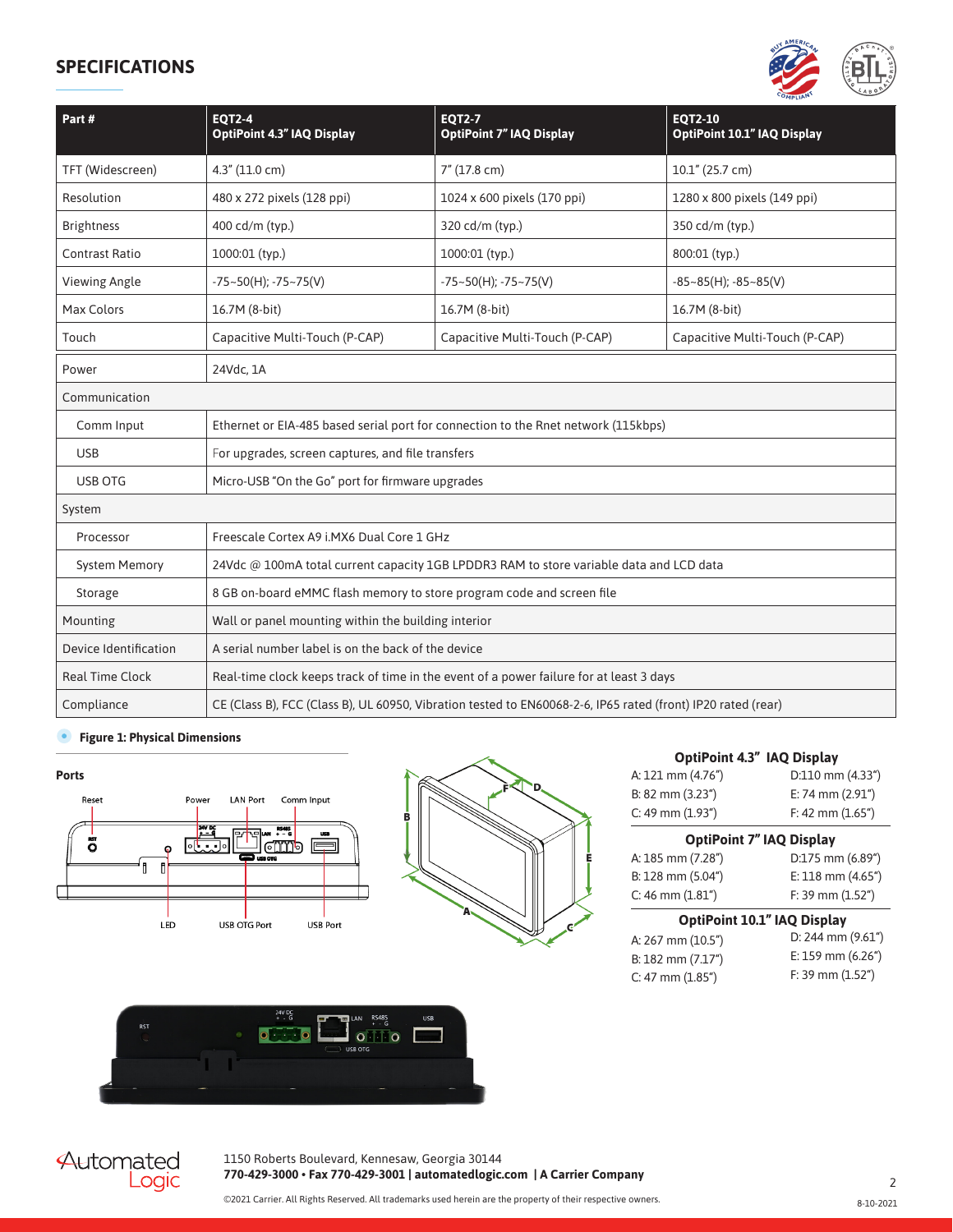## SPECIFICATIONS

| Part # | EQT2-4<br>OptiPoint 4.3" IAQ Display | EQT2-7<br>OptiPoint 7" IAQ Display | EQT2-10<br>OptiPoint 10.1" IAQ Display |
|---|---|---|---|
| TFT (Widescreen) | 4.3" (11.0 cm) | 7" (17.8 cm) | 10.1" (25.7 cm) |
| Resolution | 480 x 272 pixels (128 ppi) | 1024 x 600 pixels (170 ppi) | 1280 x 800 pixels (149 ppi) |
| Brightness | 400 cd/m (typ.) | 320 cd/m (typ.) | 350 cd/m (typ.) |
| Contrast Ratio | 1000:01 (typ.) | 1000:01 (typ.) | 800:01 (typ.) |
| Viewing Angle | -75~50(H); -75~75(V) | -75~50(H); -75~75(V) | -85~85(H); -85~85(V) |
| Max Colors | 16.7M (8-bit) | 16.7M (8-bit) | 16.7M (8-bit) |
| Touch | Capacitive Multi-Touch (P-CAP) | Capacitive Multi-Touch (P-CAP) | Capacitive Multi-Touch (P-CAP) |

| | |
|---|---|
| Power | 24Vdc, 1A |
| Communication | |
| Comm Input | Ethernet or EIA-485 based serial port for connection to the Rnet network (115kbps) |
| USB | For upgrades, screen captures, and file transfers |
| USB OTG | Micro-USB "On the Go" port for firmware upgrades |
| System | |
| Processor | Freescale Cortex A9 i.MX6 Dual Core 1 GHz |
| System Memory | 24Vdc @ 100mA total current capacity 1GB LPDDR3 RAM to store variable data and LCD data |
| Storage | 8 GB on-board eMMC flash memory to store program code and screen file |
| Mounting | Wall or panel mounting within the building interior |
| Device Identification | A serial number label is on the back of the device |
| Real Time Clock | Real-time clock keeps track of time in the event of a power failure for at least 3 days |
| Compliance | CE (Class B), FCC (Class B), UL 60950, Vibration tested to EN60068-2-6, IP65 rated (front) IP20 rated (rear) |

**Figure 1: Physical Dimensions**

**Ports**

Reset
Power
LAN Port
Comm Input
LED
USB OTG Port
USB Port

A
B
C
D
E
F

**OptiPoint 4.3" IAQ Display**

A: 121 mm (4.76")
B: 82 mm (3.23")
C: 49 mm (1.93")
D:110 mm (4.33")
E: 74 mm (2.91")
F: 42 mm (1.65")

**OptiPoint 7" IAQ Display**

A: 185 mm (7.28")
B: 128 mm (5.04")
C: 46 mm (1.81")
D:175 mm (6.89")
E: 118 mm (4.65")
F: 39 mm (1.52")

**OptiPoint 10.1" IAQ Display**

A: 267 mm (10.5")
B: 182 mm (7.17")
C: 47 mm (1.85")
D: 244 mm (9.61")
E: 159 mm (6.26")
F: 39 mm (1.52")

1150 Roberts Boulevard, Kennesaw, Georgia 30144
**770-429-3000 • Fax 770-429-3001 | automatedlogic.com | A Carrier Company**

©2021 Carrier. All Rights Reserved. All trademarks used herein are the property of their respective owners.

8-10-2021